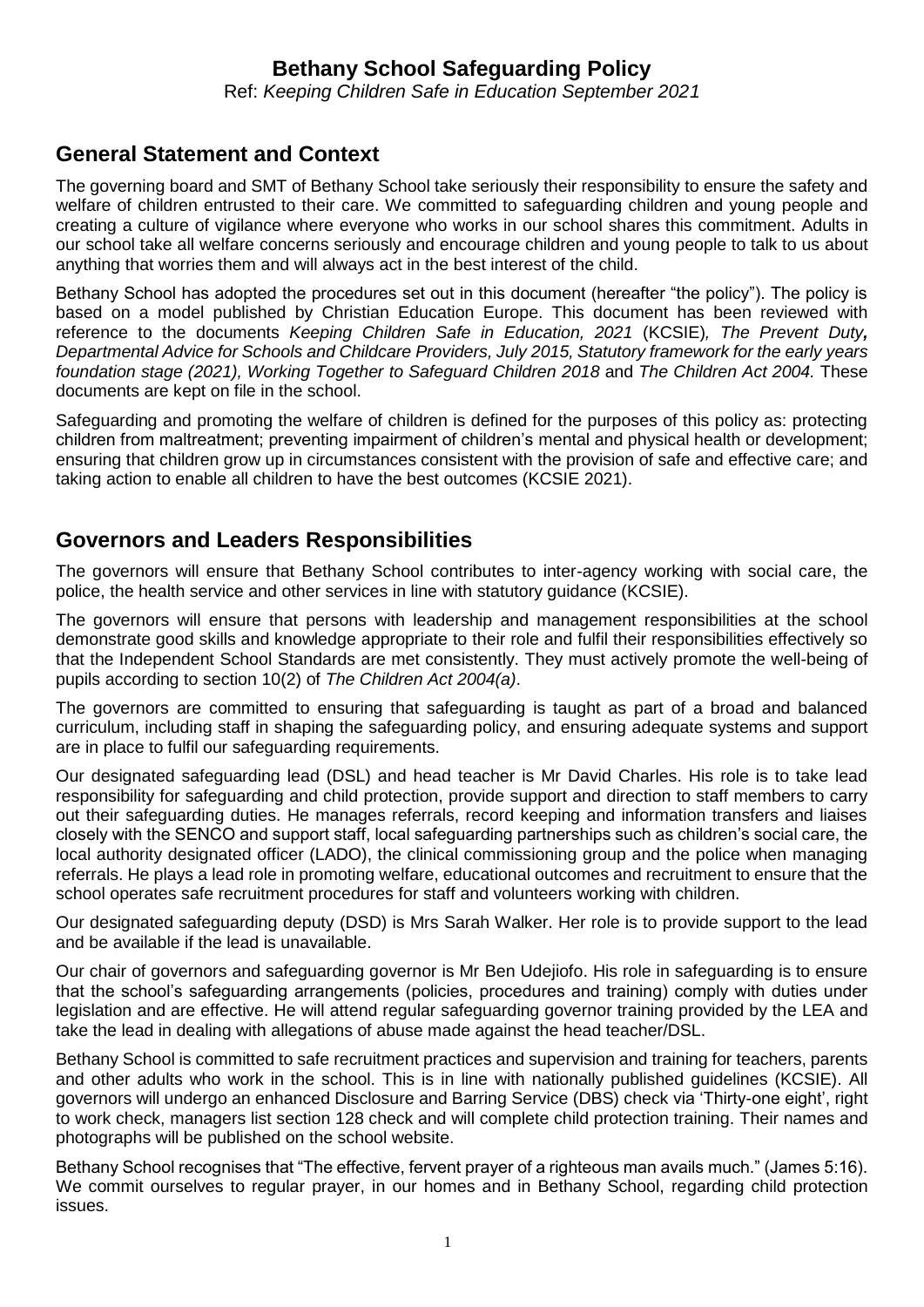# Bethany School Safeguarding Policy

Ref: *Keeping Children Safe in Education September 2021*

## General Statement and Context

The governing board and SMT of Bethany School take seriously their responsibility to ensure the safety and welfare of children entrusted to their care. We committed to safeguarding children and young people and creating a culture of vigilance where everyone who works in our school shares this commitment. Adults in our school take all welfare concerns seriously and encourage children and young people to talk to us about anything that worries them and will always act in the best interest of the child.

Bethany School has adopted the procedures set out in this document (hereafter "the policy"). The policy is based on a model published by Christian Education Europe. This document has been reviewed with reference to the documents *Keeping Children Safe in Education, 2021* (KCSIE)*, The Prevent Duty**,** Departmental Advice for Schools and Childcare Providers, July 2015, Statutory framework for the early years foundation stage (2021), Working Together to Safeguard Children 2018* and *The Children Act 2004.* These documents are kept on file in the school.

Safeguarding and promoting the welfare of children is defined for the purposes of this policy as: protecting children from maltreatment; preventing impairment of children's mental and physical health or development; ensuring that children grow up in circumstances consistent with the provision of safe and effective care; and taking action to enable all children to have the best outcomes (KCSIE 2021).

## Governors and Leaders Responsibilities

The governors will ensure that Bethany School contributes to inter-agency working with social care, the police, the health service and other services in line with statutory guidance (KCSIE).

The governors will ensure that persons with leadership and management responsibilities at the school demonstrate good skills and knowledge appropriate to their role and fulfil their responsibilities effectively so that the Independent School Standards are met consistently. They must actively promote the well-being of pupils according to section 10(2) of *The Children Act 2004(a)*.

The governors are committed to ensuring that safeguarding is taught as part of a broad and balanced curriculum, including staff in shaping the safeguarding policy, and ensuring adequate systems and support are in place to fulfil our safeguarding requirements.

Our designated safeguarding lead (DSL) and head teacher is Mr David Charles. His role is to take lead responsibility for safeguarding and child protection, provide support and direction to staff members to carry out their safeguarding duties. He manages referrals, record keeping and information transfers and liaises closely with the SENCO and support staff, local safeguarding partnerships such as children's social care, the local authority designated officer (LADO), the clinical commissioning group and the police when managing referrals. He plays a lead role in promoting welfare, educational outcomes and recruitment to ensure that the school operates safe recruitment procedures for staff and volunteers working with children.

Our designated safeguarding deputy (DSD) is Mrs Sarah Walker. Her role is to provide support to the lead and be available if the lead is unavailable.

Our chair of governors and safeguarding governor is Mr Ben Udejiofo. His role in safeguarding is to ensure that the school's safeguarding arrangements (policies, procedures and training) comply with duties under legislation and are effective. He will attend regular safeguarding governor training provided by the LEA and take the lead in dealing with allegations of abuse made against the head teacher/DSL.

Bethany School is committed to safe recruitment practices and supervision and training for teachers, parents and other adults who work in the school. This is in line with nationally published guidelines (KCSIE). All governors will undergo an enhanced Disclosure and Barring Service (DBS) check via 'Thirty-one eight', right to work check, managers list section 128 check and will complete child protection training. Their names and photographs will be published on the school website.

Bethany School recognises that "The effective, fervent prayer of a righteous man avails much." (James 5:16). We commit ourselves to regular prayer, in our homes and in Bethany School, regarding child protection issues.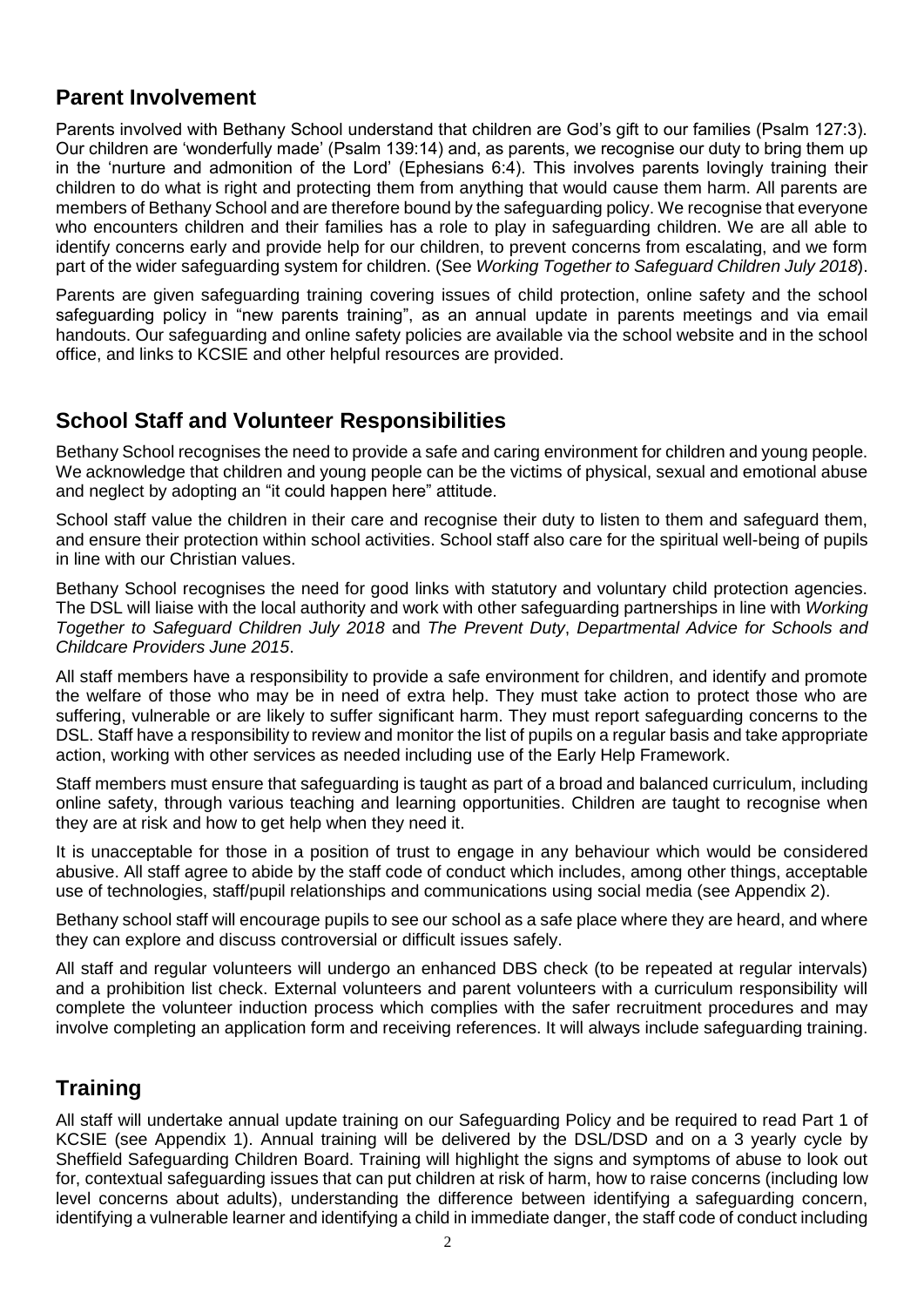## Parent Involvement

Parents involved with Bethany School understand that children are God's gift to our families (Psalm 127:3). Our children are 'wonderfully made' (Psalm 139:14) and, as parents, we recognise our duty to bring them up in the 'nurture and admonition of the Lord' (Ephesians 6:4). This involves parents lovingly training their children to do what is right and protecting them from anything that would cause them harm. All parents are members of Bethany School and are therefore bound by the safeguarding policy. We recognise that everyone who encounters children and their families has a role to play in safeguarding children. We are all able to identify concerns early and provide help for our children, to prevent concerns from escalating, and we form part of the wider safeguarding system for children. (See *Working Together to Safeguard Children July 2018*).

Parents are given safeguarding training covering issues of child protection, online safety and the school safeguarding policy in "new parents training", as an annual update in parents meetings and via email handouts. Our safeguarding and online safety policies are available via the school website and in the school office, and links to KCSIE and other helpful resources are provided.

## School Staff and Volunteer Responsibilities

Bethany School recognises the need to provide a safe and caring environment for children and young people. We acknowledge that children and young people can be the victims of physical, sexual and emotional abuse and neglect by adopting an "it could happen here" attitude.

School staff value the children in their care and recognise their duty to listen to them and safeguard them, and ensure their protection within school activities. School staff also care for the spiritual well-being of pupils in line with our Christian values.

Bethany School recognises the need for good links with statutory and voluntary child protection agencies. The DSL will liaise with the local authority and work with other safeguarding partnerships in line with *Working Together to Safeguard Children July 2018* and *The Prevent Duty*, *Departmental Advice for Schools and Childcare Providers June 2015*.

All staff members have a responsibility to provide a safe environment for children, and identify and promote the welfare of those who may be in need of extra help. They must take action to protect those who are suffering, vulnerable or are likely to suffer significant harm. They must report safeguarding concerns to the DSL. Staff have a responsibility to review and monitor the list of pupils on a regular basis and take appropriate action, working with other services as needed including use of the Early Help Framework.

Staff members must ensure that safeguarding is taught as part of a broad and balanced curriculum, including online safety, through various teaching and learning opportunities. Children are taught to recognise when they are at risk and how to get help when they need it.

It is unacceptable for those in a position of trust to engage in any behaviour which would be considered abusive. All staff agree to abide by the staff code of conduct which includes, among other things, acceptable use of technologies, staff/pupil relationships and communications using social media (see Appendix 2).

Bethany school staff will encourage pupils to see our school as a safe place where they are heard, and where they can explore and discuss controversial or difficult issues safely.

All staff and regular volunteers will undergo an enhanced DBS check (to be repeated at regular intervals) and a prohibition list check. External volunteers and parent volunteers with a curriculum responsibility will complete the volunteer induction process which complies with the safer recruitment procedures and may involve completing an application form and receiving references. It will always include safeguarding training.

## Training

All staff will undertake annual update training on our Safeguarding Policy and be required to read Part 1 of KCSIE (see Appendix 1). Annual training will be delivered by the DSL/DSD and on a 3 yearly cycle by Sheffield Safeguarding Children Board. Training will highlight the signs and symptoms of abuse to look out for, contextual safeguarding issues that can put children at risk of harm, how to raise concerns (including low level concerns about adults), understanding the difference between identifying a safeguarding concern, identifying a vulnerable learner and identifying a child in immediate danger, the staff code of conduct including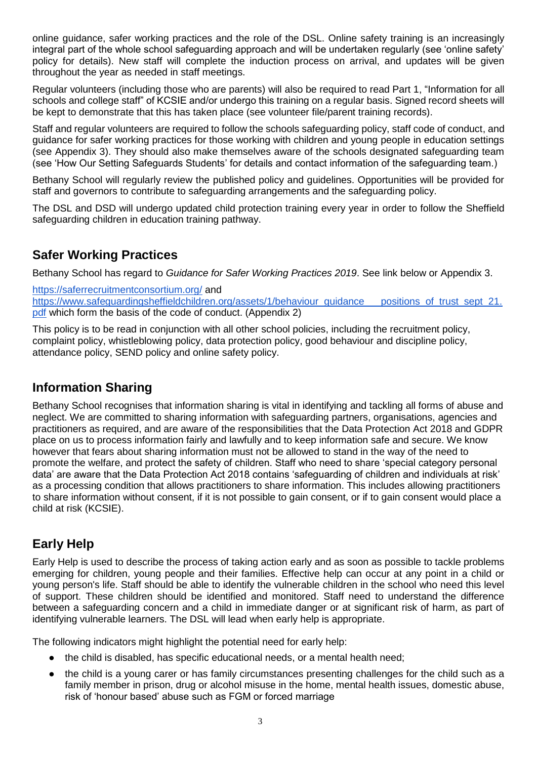online guidance, safer working practices and the role of the DSL. Online safety training is an increasingly integral part of the whole school safeguarding approach and will be undertaken regularly (see 'online safety' policy for details). New staff will complete the induction process on arrival, and updates will be given throughout the year as needed in staff meetings.

Regular volunteers (including those who are parents) will also be required to read Part 1, "Information for all schools and college staff" of KCSIE and/or undergo this training on a regular basis. Signed record sheets will be kept to demonstrate that this has taken place (see volunteer file/parent training records).

Staff and regular volunteers are required to follow the schools safeguarding policy, staff code of conduct, and guidance for safer working practices for those working with children and young people in education settings (see Appendix 3). They should also make themselves aware of the schools designated safeguarding team (see 'How Our Setting Safeguards Students' for details and contact information of the safeguarding team.)

Bethany School will regularly review the published policy and guidelines. Opportunities will be provided for staff and governors to contribute to safeguarding arrangements and the safeguarding policy.

The DSL and DSD will undergo updated child protection training every year in order to follow the Sheffield safeguarding children in education training pathway.

## Safer Working Practices

Bethany School has regard to *Guidance for Safer Working Practices 2019*. See link below or Appendix 3.

https://saferrecruitmentconsortium.org/ and https://www.safeguardingsheffieldchildren.org/assets/1/behaviour_guidance___positions_of_trust_sept_21.pdf which form the basis of the code of conduct. (Appendix 2)

This policy is to be read in conjunction with all other school policies, including the recruitment policy, complaint policy, whistleblowing policy, data protection policy, good behaviour and discipline policy, attendance policy, SEND policy and online safety policy.

## Information Sharing

Bethany School recognises that information sharing is vital in identifying and tackling all forms of abuse and neglect. We are committed to sharing information with safeguarding partners, organisations, agencies and practitioners as required, and are aware of the responsibilities that the Data Protection Act 2018 and GDPR place on us to process information fairly and lawfully and to keep information safe and secure. We know however that fears about sharing information must not be allowed to stand in the way of the need to promote the welfare, and protect the safety of children. Staff who need to share 'special category personal data' are aware that the Data Protection Act 2018 contains 'safeguarding of children and individuals at risk' as a processing condition that allows practitioners to share information. This includes allowing practitioners to share information without consent, if it is not possible to gain consent, or if to gain consent would place a child at risk (KCSIE).

## Early Help

Early Help is used to describe the process of taking action early and as soon as possible to tackle problems emerging for children, young people and their families. Effective help can occur at any point in a child or young person's life. Staff should be able to identify the vulnerable children in the school who need this level of support. These children should be identified and monitored. Staff need to understand the difference between a safeguarding concern and a child in immediate danger or at significant risk of harm, as part of identifying vulnerable learners. The DSL will lead when early help is appropriate.

The following indicators might highlight the potential need for early help:

- the child is disabled, has specific educational needs, or a mental health need;
- the child is a young carer or has family circumstances presenting challenges for the child such as a family member in prison, drug or alcohol misuse in the home, mental health issues, domestic abuse, risk of 'honour based' abuse such as FGM or forced marriage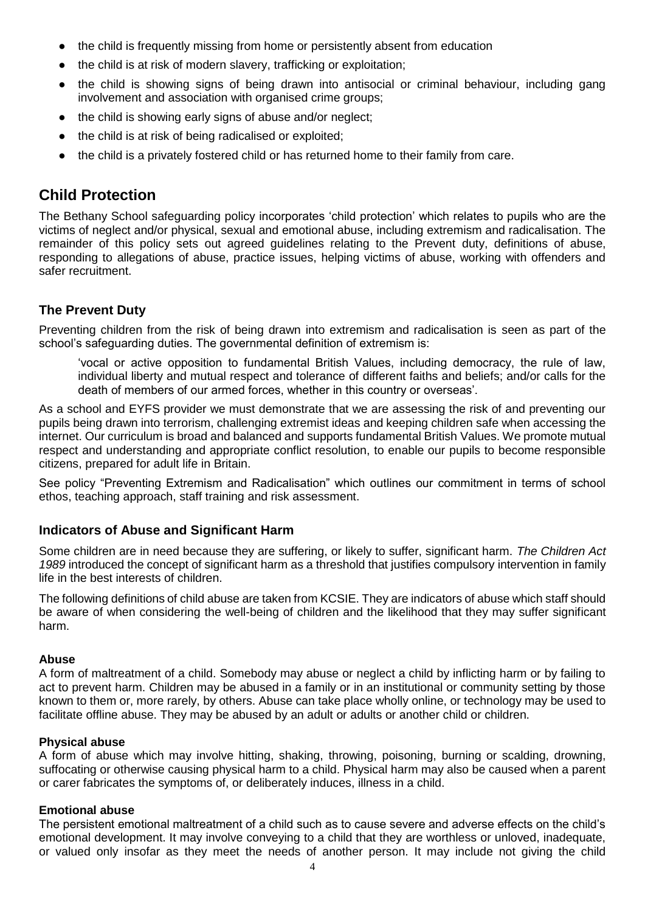- the child is frequently missing from home or persistently absent from education
- the child is at risk of modern slavery, trafficking or exploitation;
- the child is showing signs of being drawn into antisocial or criminal behaviour, including gang involvement and association with organised crime groups;
- the child is showing early signs of abuse and/or neglect;
- the child is at risk of being radicalised or exploited;
- the child is a privately fostered child or has returned home to their family from care.

## Child Protection

The Bethany School safeguarding policy incorporates 'child protection' which relates to pupils who are the victims of neglect and/or physical, sexual and emotional abuse, including extremism and radicalisation. The remainder of this policy sets out agreed guidelines relating to the Prevent duty, definitions of abuse, responding to allegations of abuse, practice issues, helping victims of abuse, working with offenders and safer recruitment.

### The Prevent Duty

Preventing children from the risk of being drawn into extremism and radicalisation is seen as part of the school's safeguarding duties. The governmental definition of extremism is:

> 'vocal or active opposition to fundamental British Values, including democracy, the rule of law, individual liberty and mutual respect and tolerance of different faiths and beliefs; and/or calls for the death of members of our armed forces, whether in this country or overseas'.

As a school and EYFS provider we must demonstrate that we are assessing the risk of and preventing our pupils being drawn into terrorism, challenging extremist ideas and keeping children safe when accessing the internet. Our curriculum is broad and balanced and supports fundamental British Values. We promote mutual respect and understanding and appropriate conflict resolution, to enable our pupils to become responsible citizens, prepared for adult life in Britain.

See policy "Preventing Extremism and Radicalisation" which outlines our commitment in terms of school ethos, teaching approach, staff training and risk assessment.

### Indicators of Abuse and Significant Harm

Some children are in need because they are suffering, or likely to suffer, significant harm. *The Children Act 1989* introduced the concept of significant harm as a threshold that justifies compulsory intervention in family life in the best interests of children.

The following definitions of child abuse are taken from KCSIE. They are indicators of abuse which staff should be aware of when considering the well-being of children and the likelihood that they may suffer significant harm.

#### Abuse

A form of maltreatment of a child. Somebody may abuse or neglect a child by inflicting harm or by failing to act to prevent harm. Children may be abused in a family or in an institutional or community setting by those known to them or, more rarely, by others. Abuse can take place wholly online, or technology may be used to facilitate offline abuse. They may be abused by an adult or adults or another child or children.

#### Physical abuse

A form of abuse which may involve hitting, shaking, throwing, poisoning, burning or scalding, drowning, suffocating or otherwise causing physical harm to a child. Physical harm may also be caused when a parent or carer fabricates the symptoms of, or deliberately induces, illness in a child.

#### Emotional abuse

The persistent emotional maltreatment of a child such as to cause severe and adverse effects on the child's emotional development. It may involve conveying to a child that they are worthless or unloved, inadequate, or valued only insofar as they meet the needs of another person. It may include not giving the child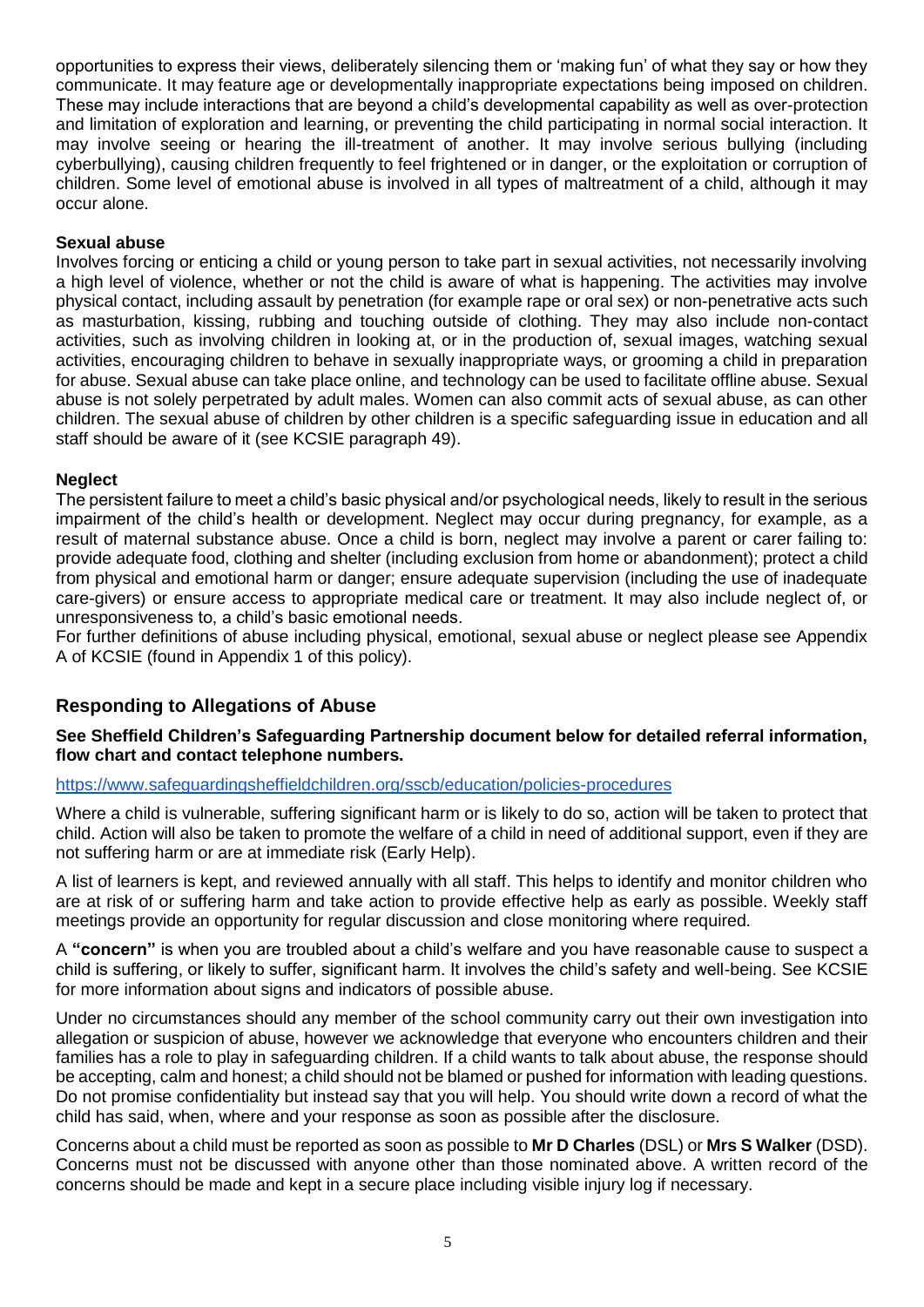opportunities to express their views, deliberately silencing them or 'making fun' of what they say or how they communicate. It may feature age or developmentally inappropriate expectations being imposed on children. These may include interactions that are beyond a child's developmental capability as well as over-protection and limitation of exploration and learning, or preventing the child participating in normal social interaction. It may involve seeing or hearing the ill-treatment of another. It may involve serious bullying (including cyberbullying), causing children frequently to feel frightened or in danger, or the exploitation or corruption of children. Some level of emotional abuse is involved in all types of maltreatment of a child, although it may occur alone.

**Sexual abuse**

Involves forcing or enticing a child or young person to take part in sexual activities, not necessarily involving a high level of violence, whether or not the child is aware of what is happening. The activities may involve physical contact, including assault by penetration (for example rape or oral sex) or non-penetrative acts such as masturbation, kissing, rubbing and touching outside of clothing. They may also include non-contact activities, such as involving children in looking at, or in the production of, sexual images, watching sexual activities, encouraging children to behave in sexually inappropriate ways, or grooming a child in preparation for abuse. Sexual abuse can take place online, and technology can be used to facilitate offline abuse. Sexual abuse is not solely perpetrated by adult males. Women can also commit acts of sexual abuse, as can other children. The sexual abuse of children by other children is a specific safeguarding issue in education and all staff should be aware of it (see KCSIE paragraph 49).

**Neglect**

The persistent failure to meet a child's basic physical and/or psychological needs, likely to result in the serious impairment of the child's health or development. Neglect may occur during pregnancy, for example, as a result of maternal substance abuse. Once a child is born, neglect may involve a parent or carer failing to: provide adequate food, clothing and shelter (including exclusion from home or abandonment); protect a child from physical and emotional harm or danger; ensure adequate supervision (including the use of inadequate care-givers) or ensure access to appropriate medical care or treatment. It may also include neglect of, or unresponsiveness to, a child's basic emotional needs.

For further definitions of abuse including physical, emotional, sexual abuse or neglect please see Appendix A of KCSIE (found in Appendix 1 of this policy).

## Responding to Allegations of Abuse

**See Sheffield Children's Safeguarding Partnership document below for detailed referral information, flow chart and contact telephone numbers.**

https://www.safeguardingsheffieldchildren.org/sscb/education/policies-procedures

Where a child is vulnerable, suffering significant harm or is likely to do so, action will be taken to protect that child. Action will also be taken to promote the welfare of a child in need of additional support, even if they are not suffering harm or are at immediate risk (Early Help).

A list of learners is kept, and reviewed annually with all staff. This helps to identify and monitor children who are at risk of or suffering harm and take action to provide effective help as early as possible. Weekly staff meetings provide an opportunity for regular discussion and close monitoring where required.

A **"concern"** is when you are troubled about a child's welfare and you have reasonable cause to suspect a child is suffering, or likely to suffer, significant harm. It involves the child's safety and well-being. See KCSIE for more information about signs and indicators of possible abuse.

Under no circumstances should any member of the school community carry out their own investigation into allegation or suspicion of abuse, however we acknowledge that everyone who encounters children and their families has a role to play in safeguarding children. If a child wants to talk about abuse, the response should be accepting, calm and honest; a child should not be blamed or pushed for information with leading questions. Do not promise confidentiality but instead say that you will help. You should write down a record of what the child has said, when, where and your response as soon as possible after the disclosure.

Concerns about a child must be reported as soon as possible to **Mr D Charles** (DSL) or **Mrs S Walker** (DSD). Concerns must not be discussed with anyone other than those nominated above. A written record of the concerns should be made and kept in a secure place including visible injury log if necessary.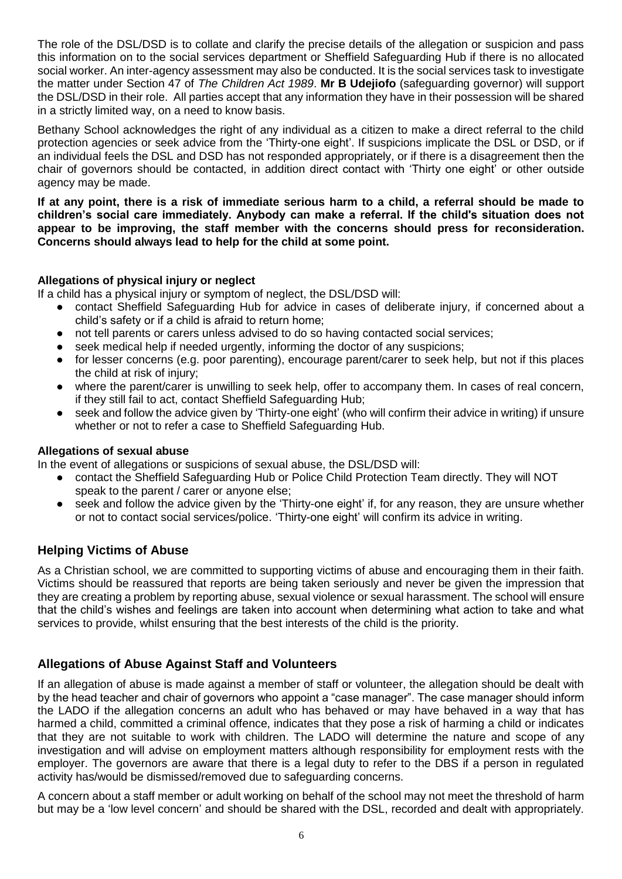The role of the DSL/DSD is to collate and clarify the precise details of the allegation or suspicion and pass this information on to the social services department or Sheffield Safeguarding Hub if there is no allocated social worker. An inter-agency assessment may also be conducted. It is the social services task to investigate the matter under Section 47 of *The Children Act 1989*. **Mr B Udejiofo** (safeguarding governor) will support the DSL/DSD in their role. All parties accept that any information they have in their possession will be shared in a strictly limited way, on a need to know basis.

Bethany School acknowledges the right of any individual as a citizen to make a direct referral to the child protection agencies or seek advice from the 'Thirty-one eight'. If suspicions implicate the DSL or DSD, or if an individual feels the DSL and DSD has not responded appropriately, or if there is a disagreement then the chair of governors should be contacted, in addition direct contact with 'Thirty one eight' or other outside agency may be made.

**If at any point, there is a risk of immediate serious harm to a child, a referral should be made to children's social care immediately. Anybody can make a referral. If the child's situation does not appear to be improving, the staff member with the concerns should press for reconsideration. Concerns should always lead to help for the child at some point.**

**Allegations of physical injury or neglect**

If a child has a physical injury or symptom of neglect, the DSL/DSD will:

- contact Sheffield Safeguarding Hub for advice in cases of deliberate injury, if concerned about a child's safety or if a child is afraid to return home;
- not tell parents or carers unless advised to do so having contacted social services;
- seek medical help if needed urgently, informing the doctor of any suspicions;
- for lesser concerns (e.g. poor parenting), encourage parent/carer to seek help, but not if this places the child at risk of injury;
- where the parent/carer is unwilling to seek help, offer to accompany them. In cases of real concern, if they still fail to act, contact Sheffield Safeguarding Hub;
- seek and follow the advice given by 'Thirty-one eight' (who will confirm their advice in writing) if unsure whether or not to refer a case to Sheffield Safeguarding Hub.

**Allegations of sexual abuse**

In the event of allegations or suspicions of sexual abuse, the DSL/DSD will:

- contact the Sheffield Safeguarding Hub or Police Child Protection Team directly. They will NOT speak to the parent / carer or anyone else;
- seek and follow the advice given by the 'Thirty-one eight' if, for any reason, they are unsure whether or not to contact social services/police. 'Thirty-one eight' will confirm its advice in writing.

## Helping Victims of Abuse

As a Christian school, we are committed to supporting victims of abuse and encouraging them in their faith. Victims should be reassured that reports are being taken seriously and never be given the impression that they are creating a problem by reporting abuse, sexual violence or sexual harassment. The school will ensure that the child's wishes and feelings are taken into account when determining what action to take and what services to provide, whilst ensuring that the best interests of the child is the priority.

## Allegations of Abuse Against Staff and Volunteers

If an allegation of abuse is made against a member of staff or volunteer, the allegation should be dealt with by the head teacher and chair of governors who appoint a "case manager". The case manager should inform the LADO if the allegation concerns an adult who has behaved or may have behaved in a way that has harmed a child, committed a criminal offence, indicates that they pose a risk of harming a child or indicates that they are not suitable to work with children. The LADO will determine the nature and scope of any investigation and will advise on employment matters although responsibility for employment rests with the employer. The governors are aware that there is a legal duty to refer to the DBS if a person in regulated activity has/would be dismissed/removed due to safeguarding concerns.

A concern about a staff member or adult working on behalf of the school may not meet the threshold of harm but may be a 'low level concern' and should be shared with the DSL, recorded and dealt with appropriately.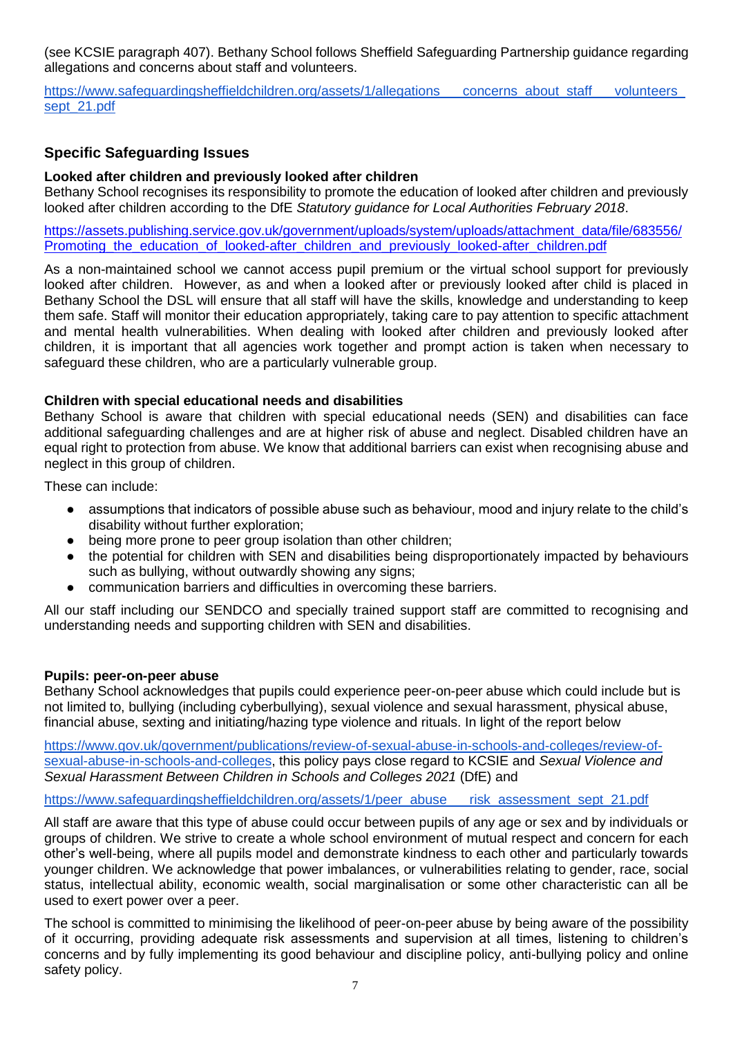(see KCSIE paragraph 407). Bethany School follows Sheffield Safeguarding Partnership guidance regarding allegations and concerns about staff and volunteers.

https://www.safeguardingsheffieldchildren.org/assets/1/allegations___concerns_about_staff___volunteers_sept_21.pdf

## Specific Safeguarding Issues

### Looked after children and previously looked after children

Bethany School recognises its responsibility to promote the education of looked after children and previously looked after children according to the DfE *Statutory guidance for Local Authorities February 2018*.

https://assets.publishing.service.gov.uk/government/uploads/system/uploads/attachment_data/file/683556/Promoting_the_education_of_looked-after_children_and_previously_looked-after_children.pdf

As a non-maintained school we cannot access pupil premium or the virtual school support for previously looked after children. However, as and when a looked after or previously looked after child is placed in Bethany School the DSL will ensure that all staff will have the skills, knowledge and understanding to keep them safe. Staff will monitor their education appropriately, taking care to pay attention to specific attachment and mental health vulnerabilities. When dealing with looked after children and previously looked after children, it is important that all agencies work together and prompt action is taken when necessary to safeguard these children, who are a particularly vulnerable group.

### Children with special educational needs and disabilities

Bethany School is aware that children with special educational needs (SEN) and disabilities can face additional safeguarding challenges and are at higher risk of abuse and neglect. Disabled children have an equal right to protection from abuse. We know that additional barriers can exist when recognising abuse and neglect in this group of children.

These can include:

- assumptions that indicators of possible abuse such as behaviour, mood and injury relate to the child's disability without further exploration;
- being more prone to peer group isolation than other children;
- the potential for children with SEN and disabilities being disproportionately impacted by behaviours such as bullying, without outwardly showing any signs;
- communication barriers and difficulties in overcoming these barriers.

All our staff including our SENDCO and specially trained support staff are committed to recognising and understanding needs and supporting children with SEN and disabilities.

### Pupils: peer-on-peer abuse

Bethany School acknowledges that pupils could experience peer-on-peer abuse which could include but is not limited to, bullying (including cyberbullying), sexual violence and sexual harassment, physical abuse, financial abuse, sexting and initiating/hazing type violence and rituals. In light of the report below

https://www.gov.uk/government/publications/review-of-sexual-abuse-in-schools-and-colleges/review-of-sexual-abuse-in-schools-and-colleges, this policy pays close regard to KCSIE and *Sexual Violence and Sexual Harassment Between Children in Schools and Colleges 2021* (DfE) and

https://www.safeguardingsheffieldchildren.org/assets/1/peer_abuse___risk_assessment_sept_21.pdf

All staff are aware that this type of abuse could occur between pupils of any age or sex and by individuals or groups of children. We strive to create a whole school environment of mutual respect and concern for each other's well-being, where all pupils model and demonstrate kindness to each other and particularly towards younger children. We acknowledge that power imbalances, or vulnerabilities relating to gender, race, social status, intellectual ability, economic wealth, social marginalisation or some other characteristic can all be used to exert power over a peer.

The school is committed to minimising the likelihood of peer-on-peer abuse by being aware of the possibility of it occurring, providing adequate risk assessments and supervision at all times, listening to children's concerns and by fully implementing its good behaviour and discipline policy, anti-bullying policy and online safety policy.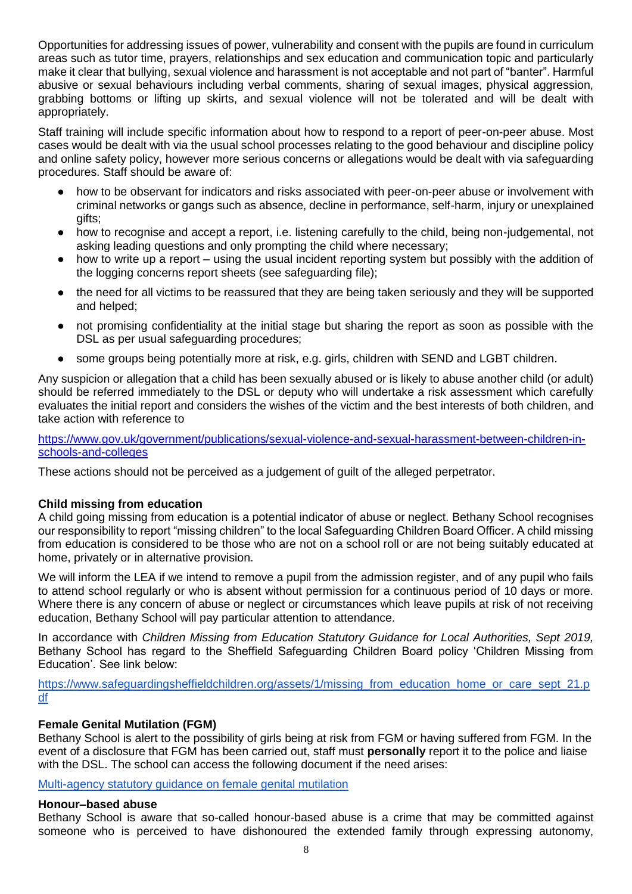Opportunities for addressing issues of power, vulnerability and consent with the pupils are found in curriculum areas such as tutor time, prayers, relationships and sex education and communication topic and particularly make it clear that bullying, sexual violence and harassment is not acceptable and not part of "banter". Harmful abusive or sexual behaviours including verbal comments, sharing of sexual images, physical aggression, grabbing bottoms or lifting up skirts, and sexual violence will not be tolerated and will be dealt with appropriately.

Staff training will include specific information about how to respond to a report of peer-on-peer abuse. Most cases would be dealt with via the usual school processes relating to the good behaviour and discipline policy and online safety policy, however more serious concerns or allegations would be dealt with via safeguarding procedures. Staff should be aware of:

- how to be observant for indicators and risks associated with peer-on-peer abuse or involvement with criminal networks or gangs such as absence, decline in performance, self-harm, injury or unexplained gifts;
- how to recognise and accept a report, i.e. listening carefully to the child, being non-judgemental, not asking leading questions and only prompting the child where necessary;
- how to write up a report – using the usual incident reporting system but possibly with the addition of the logging concerns report sheets (see safeguarding file);
- the need for all victims to be reassured that they are being taken seriously and they will be supported and helped;
- not promising confidentiality at the initial stage but sharing the report as soon as possible with the DSL as per usual safeguarding procedures;
- some groups being potentially more at risk, e.g. girls, children with SEND and LGBT children.

Any suspicion or allegation that a child has been sexually abused or is likely to abuse another child (or adult) should be referred immediately to the DSL or deputy who will undertake a risk assessment which carefully evaluates the initial report and considers the wishes of the victim and the best interests of both children, and take action with reference to

https://www.gov.uk/government/publications/sexual-violence-and-sexual-harassment-between-children-in-schools-and-colleges

These actions should not be perceived as a judgement of guilt of the alleged perpetrator.

**Child missing from education**

A child going missing from education is a potential indicator of abuse or neglect. Bethany School recognises our responsibility to report "missing children" to the local Safeguarding Children Board Officer. A child missing from education is considered to be those who are not on a school roll or are not being suitably educated at home, privately or in alternative provision.

We will inform the LEA if we intend to remove a pupil from the admission register, and of any pupil who fails to attend school regularly or who is absent without permission for a continuous period of 10 days or more. Where there is any concern of abuse or neglect or circumstances which leave pupils at risk of not receiving education, Bethany School will pay particular attention to attendance.

In accordance with *Children Missing from Education Statutory Guidance for Local Authorities, Sept 2019,* Bethany School has regard to the Sheffield Safeguarding Children Board policy 'Children Missing from Education'. See link below:

https://www.safeguardingsheffieldchildren.org/assets/1/missing_from_education_home_or_care_sept_21.pdf

**Female Genital Mutilation (FGM)**

Bethany School is alert to the possibility of girls being at risk from FGM or having suffered from FGM. In the event of a disclosure that FGM has been carried out, staff must **personally** report it to the police and liaise with the DSL. The school can access the following document if the need arises:

Multi-agency statutory guidance on female genital mutilation

**Honour–based abuse**

Bethany School is aware that so-called honour-based abuse is a crime that may be committed against someone who is perceived to have dishonoured the extended family through expressing autonomy,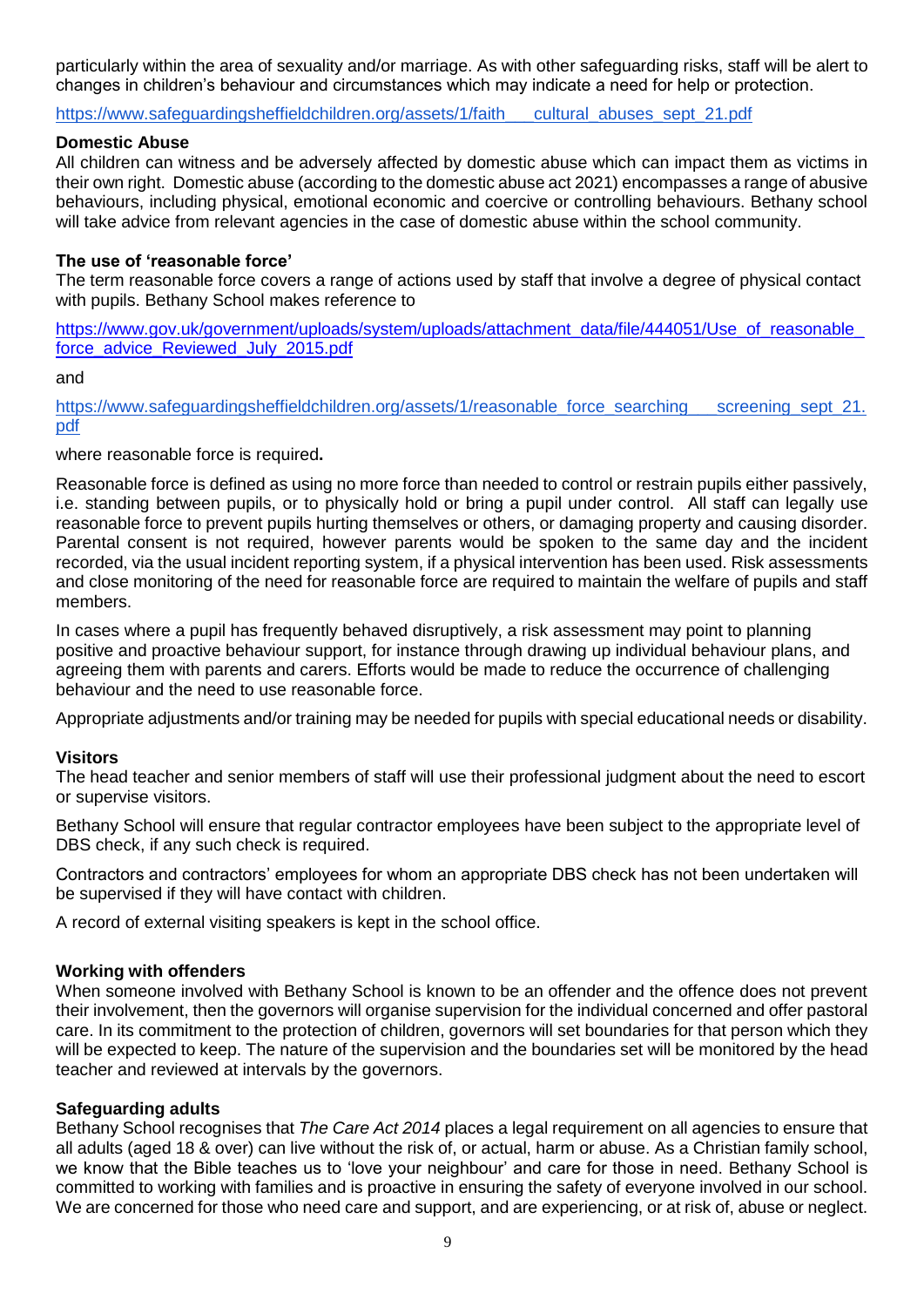particularly within the area of sexuality and/or marriage. As with other safeguarding risks, staff will be alert to changes in children's behaviour and circumstances which may indicate a need for help or protection.

https://www.safeguardingsheffieldchildren.org/assets/1/faith___cultural_abuses_sept_21.pdf

**Domestic Abuse**

All children can witness and be adversely affected by domestic abuse which can impact them as victims in their own right. Domestic abuse (according to the domestic abuse act 2021) encompasses a range of abusive behaviours, including physical, emotional economic and coercive or controlling behaviours. Bethany school will take advice from relevant agencies in the case of domestic abuse within the school community.

**The use of 'reasonable force'**

The term reasonable force covers a range of actions used by staff that involve a degree of physical contact with pupils. Bethany School makes reference to

https://www.gov.uk/government/uploads/system/uploads/attachment_data/file/444051/Use_of_reasonable_force_advice_Reviewed_July_2015.pdf

and

https://www.safeguardingsheffieldchildren.org/assets/1/reasonable_force_searching___screening_sept_21.pdf

where reasonable force is required**.**

Reasonable force is defined as using no more force than needed to control or restrain pupils either passively, i.e. standing between pupils, or to physically hold or bring a pupil under control. All staff can legally use reasonable force to prevent pupils hurting themselves or others, or damaging property and causing disorder. Parental consent is not required, however parents would be spoken to the same day and the incident recorded, via the usual incident reporting system, if a physical intervention has been used. Risk assessments and close monitoring of the need for reasonable force are required to maintain the welfare of pupils and staff members.

In cases where a pupil has frequently behaved disruptively, a risk assessment may point to planning positive and proactive behaviour support, for instance through drawing up individual behaviour plans, and agreeing them with parents and carers. Efforts would be made to reduce the occurrence of challenging behaviour and the need to use reasonable force.

Appropriate adjustments and/or training may be needed for pupils with special educational needs or disability.

**Visitors**

The head teacher and senior members of staff will use their professional judgment about the need to escort or supervise visitors.

Bethany School will ensure that regular contractor employees have been subject to the appropriate level of DBS check, if any such check is required.

Contractors and contractors' employees for whom an appropriate DBS check has not been undertaken will be supervised if they will have contact with children.

A record of external visiting speakers is kept in the school office.

**Working with offenders**

When someone involved with Bethany School is known to be an offender and the offence does not prevent their involvement, then the governors will organise supervision for the individual concerned and offer pastoral care. In its commitment to the protection of children, governors will set boundaries for that person which they will be expected to keep. The nature of the supervision and the boundaries set will be monitored by the head teacher and reviewed at intervals by the governors.

**Safeguarding adults**

Bethany School recognises that *The Care Act 2014* places a legal requirement on all agencies to ensure that all adults (aged 18 & over) can live without the risk of, or actual, harm or abuse. As a Christian family school, we know that the Bible teaches us to 'love your neighbour' and care for those in need. Bethany School is committed to working with families and is proactive in ensuring the safety of everyone involved in our school. We are concerned for those who need care and support, and are experiencing, or at risk of, abuse or neglect.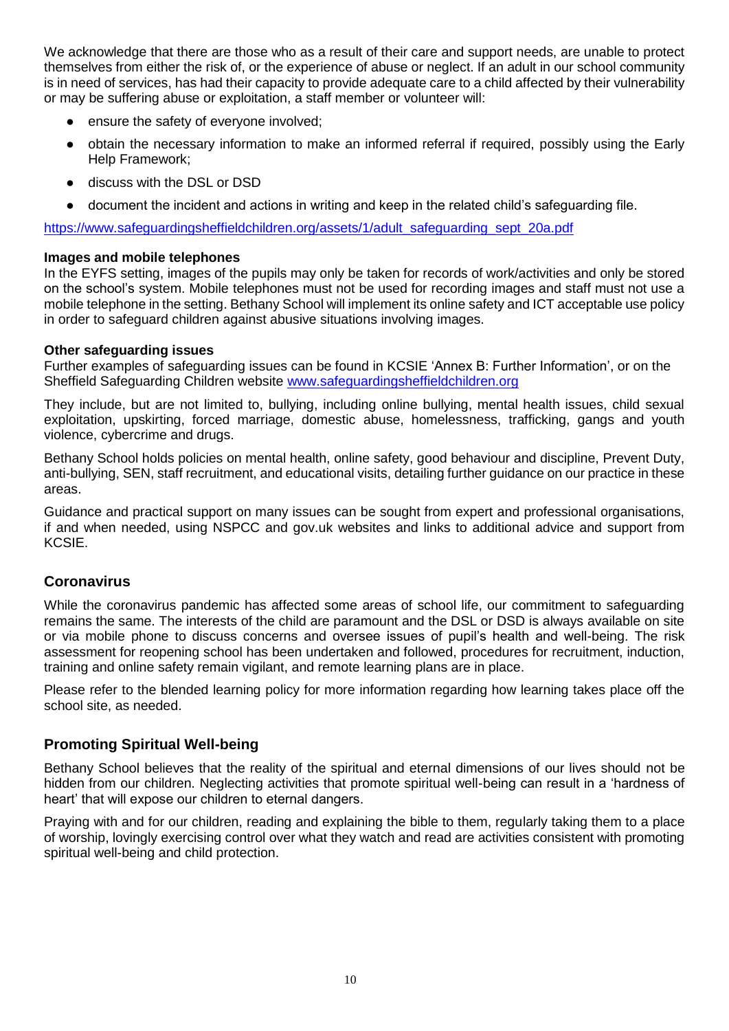We acknowledge that there are those who as a result of their care and support needs, are unable to protect themselves from either the risk of, or the experience of abuse or neglect. If an adult in our school community is in need of services, has had their capacity to provide adequate care to a child affected by their vulnerability or may be suffering abuse or exploitation, a staff member or volunteer will:

- ensure the safety of everyone involved;
- obtain the necessary information to make an informed referral if required, possibly using the Early Help Framework;
- discuss with the DSL or DSD
- document the incident and actions in writing and keep in the related child's safeguarding file.

https://www.safeguardingsheffieldchildren.org/assets/1/adult_safeguarding_sept_20a.pdf

**Images and mobile telephones**
In the EYFS setting, images of the pupils may only be taken for records of work/activities and only be stored on the school's system. Mobile telephones must not be used for recording images and staff must not use a mobile telephone in the setting. Bethany School will implement its online safety and ICT acceptable use policy in order to safeguard children against abusive situations involving images.

**Other safeguarding issues**
Further examples of safeguarding issues can be found in KCSIE 'Annex B: Further Information', or on the Sheffield Safeguarding Children website www.safeguardingsheffieldchildren.org

They include, but are not limited to, bullying, including online bullying, mental health issues, child sexual exploitation, upskirting, forced marriage, domestic abuse, homelessness, trafficking, gangs and youth violence, cybercrime and drugs.

Bethany School holds policies on mental health, online safety, good behaviour and discipline, Prevent Duty, anti-bullying, SEN, staff recruitment, and educational visits, detailing further guidance on our practice in these areas.

Guidance and practical support on many issues can be sought from expert and professional organisations, if and when needed, using NSPCC and gov.uk websites and links to additional advice and support from KCSIE.

## Coronavirus

While the coronavirus pandemic has affected some areas of school life, our commitment to safeguarding remains the same. The interests of the child are paramount and the DSL or DSD is always available on site or via mobile phone to discuss concerns and oversee issues of pupil's health and well-being. The risk assessment for reopening school has been undertaken and followed, procedures for recruitment, induction, training and online safety remain vigilant, and remote learning plans are in place.

Please refer to the blended learning policy for more information regarding how learning takes place off the school site, as needed.

## Promoting Spiritual Well-being

Bethany School believes that the reality of the spiritual and eternal dimensions of our lives should not be hidden from our children. Neglecting activities that promote spiritual well-being can result in a 'hardness of heart' that will expose our children to eternal dangers.

Praying with and for our children, reading and explaining the bible to them, regularly taking them to a place of worship, lovingly exercising control over what they watch and read are activities consistent with promoting spiritual well-being and child protection.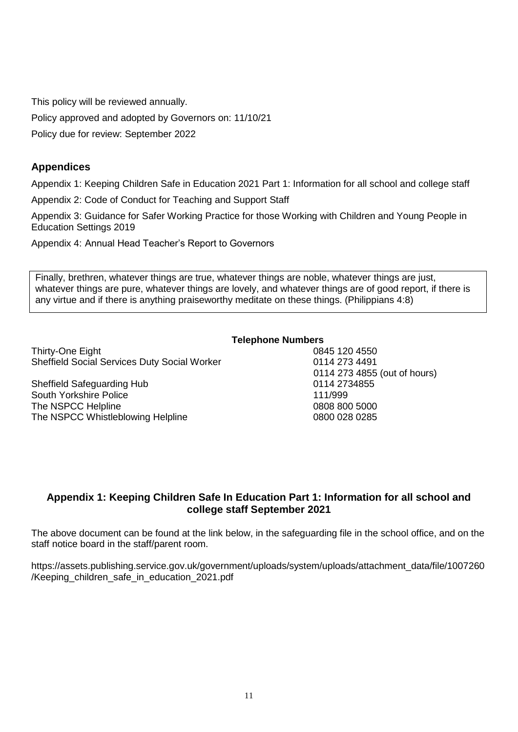This policy will be reviewed annually.

Policy approved and adopted by Governors on: 11/10/21

Policy due for review: September 2022

## Appendices

Appendix 1: Keeping Children Safe in Education 2021 Part 1: Information for all school and college staff

Appendix 2: Code of Conduct for Teaching and Support Staff

Appendix 3: Guidance for Safer Working Practice for those Working with Children and Young People in Education Settings 2019

Appendix 4: Annual Head Teacher's Report to Governors

> Finally, brethren, whatever things are true, whatever things are noble, whatever things are just, whatever things are pure, whatever things are lovely, and whatever things are of good report, if there is any virtue and if there is anything praiseworthy meditate on these things. (Philippians 4:8)

**Telephone Numbers**

| | |
|---|---|
| Thirty-One Eight | 0845 120 4550 |
| Sheffield Social Services Duty Social Worker | 0114 273 4491<br>0114 273 4855 (out of hours) |
| Sheffield Safeguarding Hub | 0114 2734855 |
| South Yorkshire Police | 111/999 |
| The NSPCC Helpline | 0808 800 5000 |
| The NSPCC Whistleblowing Helpline | 0800 028 0285 |

## Appendix 1: Keeping Children Safe In Education Part 1: Information for all school and college staff September 2021

The above document can be found at the link below, in the safeguarding file in the school office, and on the staff notice board in the staff/parent room.

https://assets.publishing.service.gov.uk/government/uploads/system/uploads/attachment_data/file/1007260/Keeping_children_safe_in_education_2021.pdf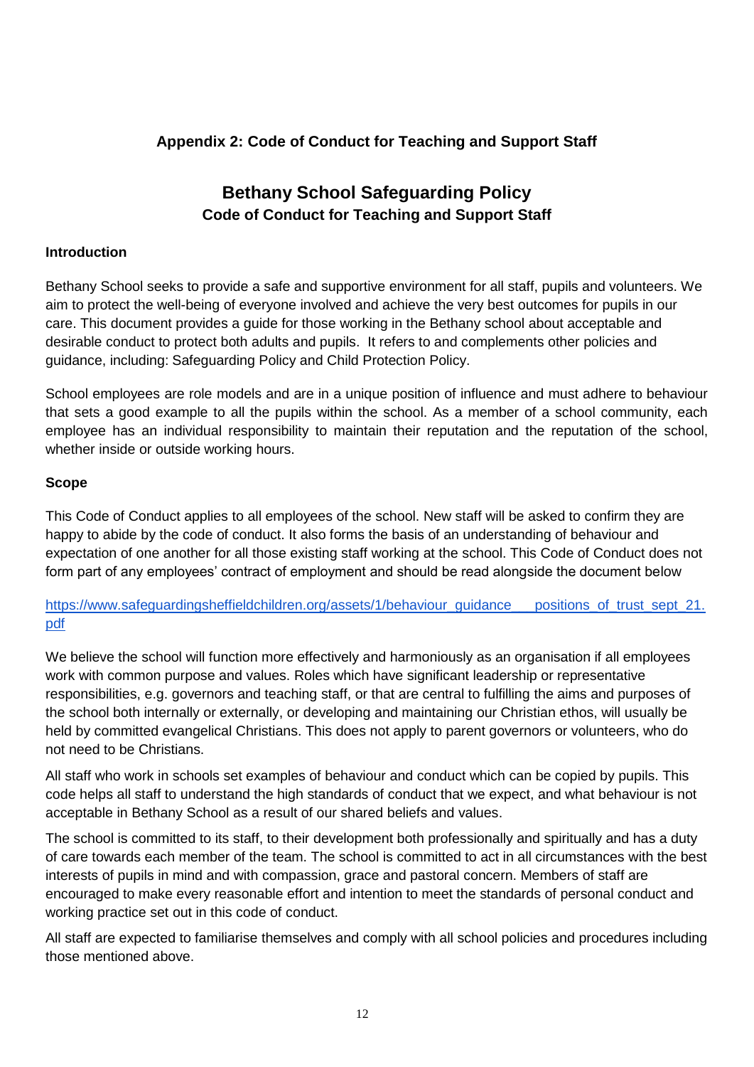**Appendix 2: Code of Conduct for Teaching and Support Staff**

# Bethany School Safeguarding Policy

## Code of Conduct for Teaching and Support Staff

### Introduction

Bethany School seeks to provide a safe and supportive environment for all staff, pupils and volunteers. We aim to protect the well-being of everyone involved and achieve the very best outcomes for pupils in our care. This document provides a guide for those working in the Bethany school about acceptable and desirable conduct to protect both adults and pupils. It refers to and complements other policies and guidance, including: Safeguarding Policy and Child Protection Policy.

School employees are role models and are in a unique position of influence and must adhere to behaviour that sets a good example to all the pupils within the school. As a member of a school community, each employee has an individual responsibility to maintain their reputation and the reputation of the school, whether inside or outside working hours.

### Scope

This Code of Conduct applies to all employees of the school. New staff will be asked to confirm they are happy to abide by the code of conduct. It also forms the basis of an understanding of behaviour and expectation of one another for all those existing staff working at the school. This Code of Conduct does not form part of any employees' contract of employment and should be read alongside the document below

https://www.safeguardingsheffieldchildren.org/assets/1/behaviour_guidance___positions_of_trust_sept_21.pdf

We believe the school will function more effectively and harmoniously as an organisation if all employees work with common purpose and values. Roles which have significant leadership or representative responsibilities, e.g. governors and teaching staff, or that are central to fulfilling the aims and purposes of the school both internally or externally, or developing and maintaining our Christian ethos, will usually be held by committed evangelical Christians. This does not apply to parent governors or volunteers, who do not need to be Christians.

All staff who work in schools set examples of behaviour and conduct which can be copied by pupils. This code helps all staff to understand the high standards of conduct that we expect, and what behaviour is not acceptable in Bethany School as a result of our shared beliefs and values.

The school is committed to its staff, to their development both professionally and spiritually and has a duty of care towards each member of the team. The school is committed to act in all circumstances with the best interests of pupils in mind and with compassion, grace and pastoral concern. Members of staff are encouraged to make every reasonable effort and intention to meet the standards of personal conduct and working practice set out in this code of conduct.

All staff are expected to familiarise themselves and comply with all school policies and procedures including those mentioned above.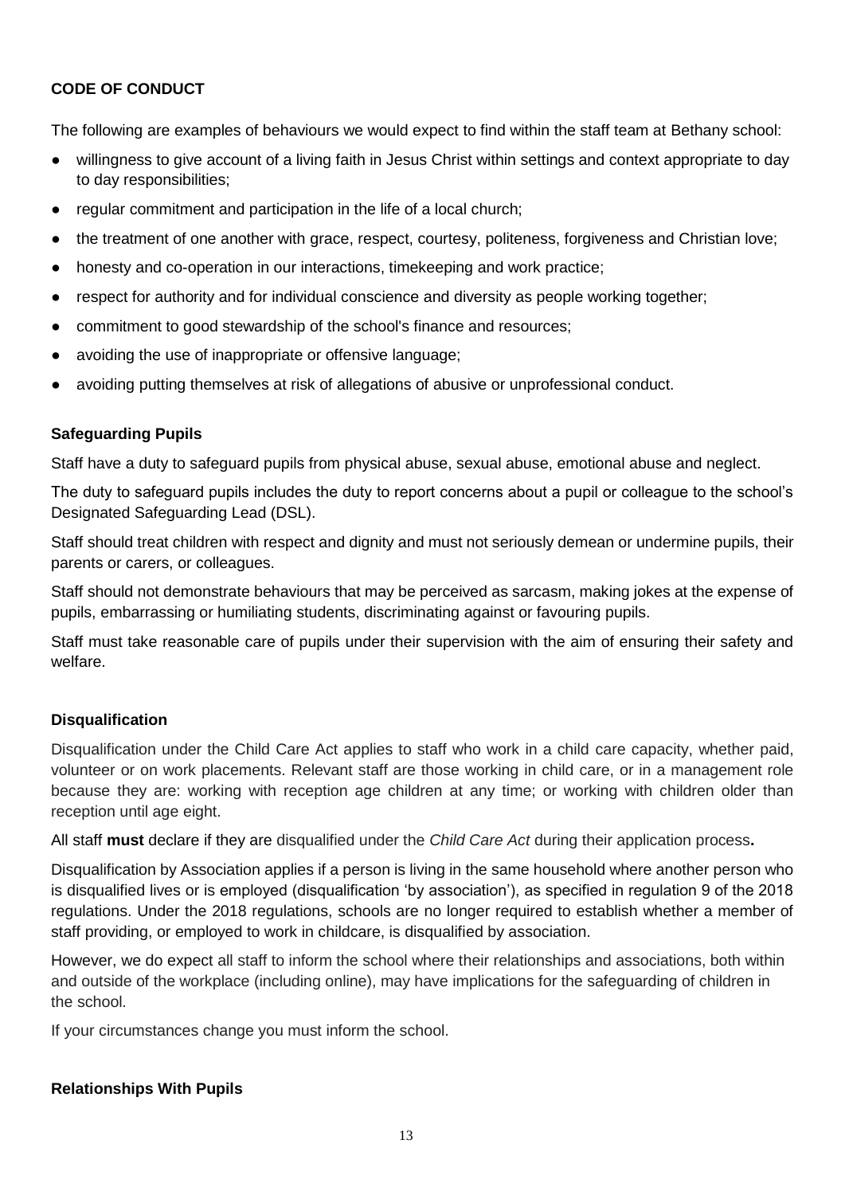**CODE OF CONDUCT**

The following are examples of behaviours we would expect to find within the staff team at Bethany school:

- willingness to give account of a living faith in Jesus Christ within settings and context appropriate to day to day responsibilities;
- regular commitment and participation in the life of a local church;
- the treatment of one another with grace, respect, courtesy, politeness, forgiveness and Christian love;
- honesty and co-operation in our interactions, timekeeping and work practice;
- respect for authority and for individual conscience and diversity as people working together;
- commitment to good stewardship of the school's finance and resources;
- avoiding the use of inappropriate or offensive language;
- avoiding putting themselves at risk of allegations of abusive or unprofessional conduct.

**Safeguarding Pupils**

Staff have a duty to safeguard pupils from physical abuse, sexual abuse, emotional abuse and neglect.

The duty to safeguard pupils includes the duty to report concerns about a pupil or colleague to the school's Designated Safeguarding Lead (DSL).

Staff should treat children with respect and dignity and must not seriously demean or undermine pupils, their parents or carers, or colleagues.

Staff should not demonstrate behaviours that may be perceived as sarcasm, making jokes at the expense of pupils, embarrassing or humiliating students, discriminating against or favouring pupils.

Staff must take reasonable care of pupils under their supervision with the aim of ensuring their safety and welfare.

**Disqualification**

Disqualification under the Child Care Act applies to staff who work in a child care capacity, whether paid, volunteer or on work placements. Relevant staff are those working in child care, or in a management role because they are: working with reception age children at any time; or working with children older than reception until age eight.

All staff **must** declare if they are disqualified under the *Child Care Act* during their application process**.**

Disqualification by Association applies if a person is living in the same household where another person who is disqualified lives or is employed (disqualification 'by association'), as specified in regulation 9 of the 2018 regulations. Under the 2018 regulations, schools are no longer required to establish whether a member of staff providing, or employed to work in childcare, is disqualified by association.

However, we do expect all staff to inform the school where their relationships and associations, both within and outside of the workplace (including online), may have implications for the safeguarding of children in the school.

If your circumstances change you must inform the school.

**Relationships With Pupils**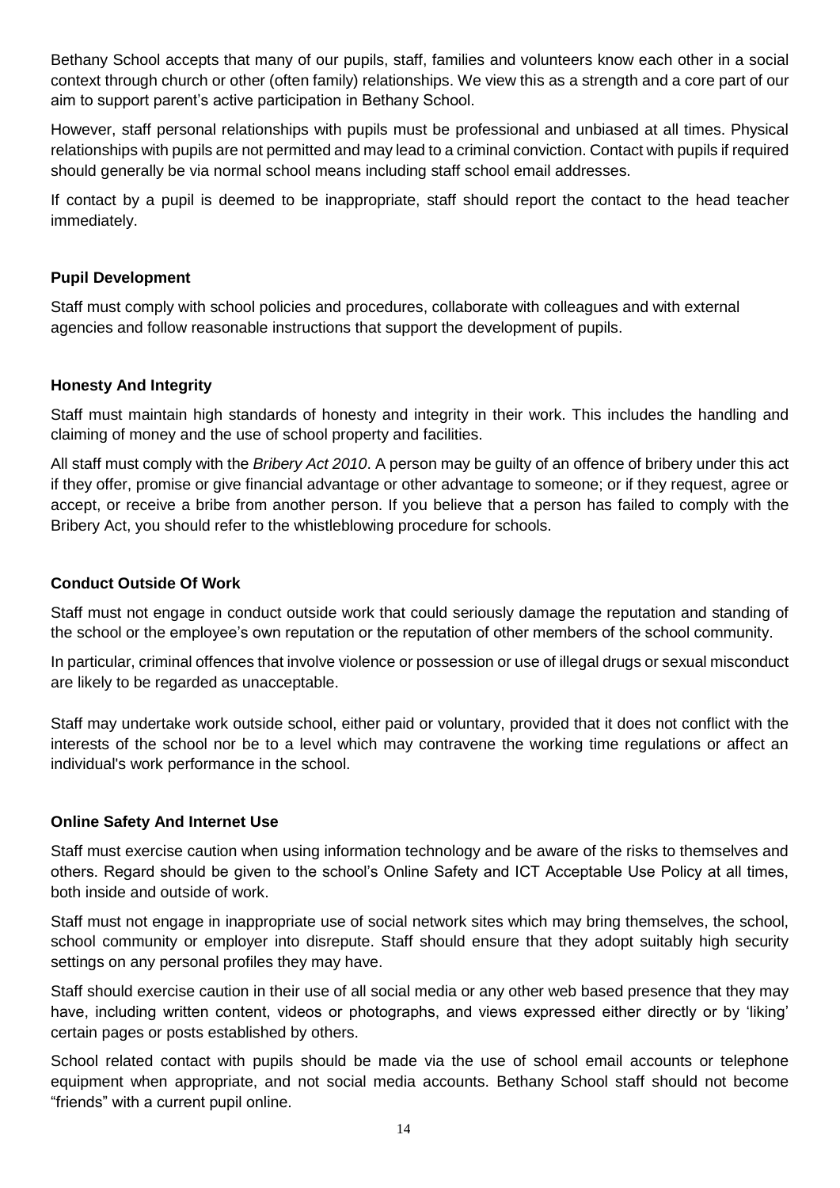Bethany School accepts that many of our pupils, staff, families and volunteers know each other in a social context through church or other (often family) relationships. We view this as a strength and a core part of our aim to support parent's active participation in Bethany School.

However, staff personal relationships with pupils must be professional and unbiased at all times. Physical relationships with pupils are not permitted and may lead to a criminal conviction. Contact with pupils if required should generally be via normal school means including staff school email addresses.

If contact by a pupil is deemed to be inappropriate, staff should report the contact to the head teacher immediately.

**Pupil Development**

Staff must comply with school policies and procedures, collaborate with colleagues and with external agencies and follow reasonable instructions that support the development of pupils.

**Honesty And Integrity**

Staff must maintain high standards of honesty and integrity in their work. This includes the handling and claiming of money and the use of school property and facilities.

All staff must comply with the *Bribery Act 2010*. A person may be guilty of an offence of bribery under this act if they offer, promise or give financial advantage or other advantage to someone; or if they request, agree or accept, or receive a bribe from another person. If you believe that a person has failed to comply with the Bribery Act, you should refer to the whistleblowing procedure for schools.

**Conduct Outside Of Work**

Staff must not engage in conduct outside work that could seriously damage the reputation and standing of the school or the employee's own reputation or the reputation of other members of the school community.

In particular, criminal offences that involve violence or possession or use of illegal drugs or sexual misconduct are likely to be regarded as unacceptable.

Staff may undertake work outside school, either paid or voluntary, provided that it does not conflict with the interests of the school nor be to a level which may contravene the working time regulations or affect an individual's work performance in the school.

**Online Safety And Internet Use**

Staff must exercise caution when using information technology and be aware of the risks to themselves and others. Regard should be given to the school's Online Safety and ICT Acceptable Use Policy at all times, both inside and outside of work.

Staff must not engage in inappropriate use of social network sites which may bring themselves, the school, school community or employer into disrepute. Staff should ensure that they adopt suitably high security settings on any personal profiles they may have.

Staff should exercise caution in their use of all social media or any other web based presence that they may have, including written content, videos or photographs, and views expressed either directly or by 'liking' certain pages or posts established by others.

School related contact with pupils should be made via the use of school email accounts or telephone equipment when appropriate, and not social media accounts. Bethany School staff should not become "friends" with a current pupil online.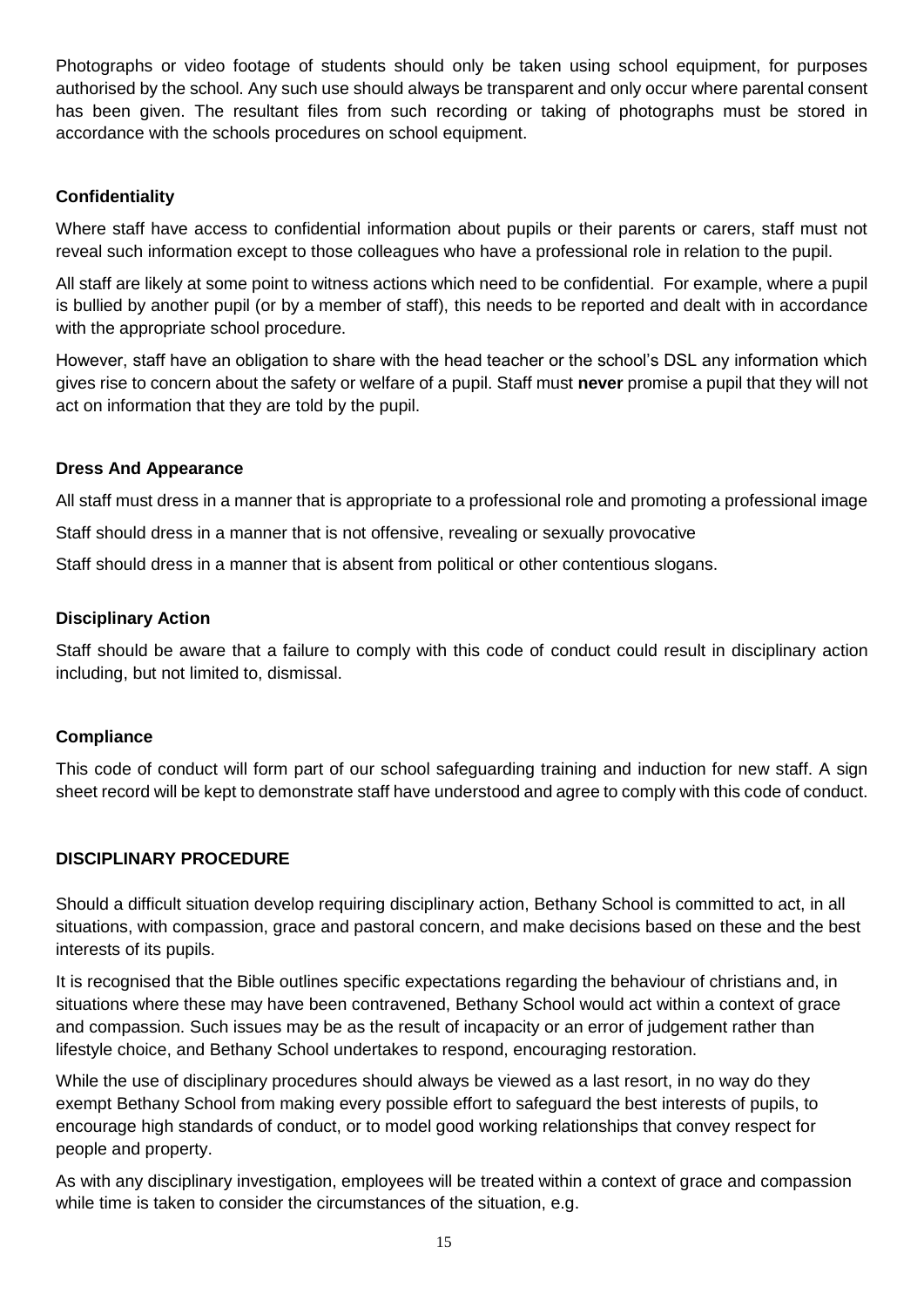Photographs or video footage of students should only be taken using school equipment, for purposes authorised by the school. Any such use should always be transparent and only occur where parental consent has been given. The resultant files from such recording or taking of photographs must be stored in accordance with the schools procedures on school equipment.

**Confidentiality**

Where staff have access to confidential information about pupils or their parents or carers, staff must not reveal such information except to those colleagues who have a professional role in relation to the pupil.

All staff are likely at some point to witness actions which need to be confidential. For example, where a pupil is bullied by another pupil (or by a member of staff), this needs to be reported and dealt with in accordance with the appropriate school procedure.

However, staff have an obligation to share with the head teacher or the school's DSL any information which gives rise to concern about the safety or welfare of a pupil. Staff must **never** promise a pupil that they will not act on information that they are told by the pupil.

**Dress And Appearance**

All staff must dress in a manner that is appropriate to a professional role and promoting a professional image

Staff should dress in a manner that is not offensive, revealing or sexually provocative

Staff should dress in a manner that is absent from political or other contentious slogans.

**Disciplinary Action**

Staff should be aware that a failure to comply with this code of conduct could result in disciplinary action including, but not limited to, dismissal.

**Compliance**

This code of conduct will form part of our school safeguarding training and induction for new staff. A sign sheet record will be kept to demonstrate staff have understood and agree to comply with this code of conduct.

**DISCIPLINARY PROCEDURE**

Should a difficult situation develop requiring disciplinary action, Bethany School is committed to act, in all situations, with compassion, grace and pastoral concern, and make decisions based on these and the best interests of its pupils.

It is recognised that the Bible outlines specific expectations regarding the behaviour of christians and, in situations where these may have been contravened, Bethany School would act within a context of grace and compassion. Such issues may be as the result of incapacity or an error of judgement rather than lifestyle choice, and Bethany School undertakes to respond, encouraging restoration.

While the use of disciplinary procedures should always be viewed as a last resort, in no way do they exempt Bethany School from making every possible effort to safeguard the best interests of pupils, to encourage high standards of conduct, or to model good working relationships that convey respect for people and property.

As with any disciplinary investigation, employees will be treated within a context of grace and compassion while time is taken to consider the circumstances of the situation, e.g.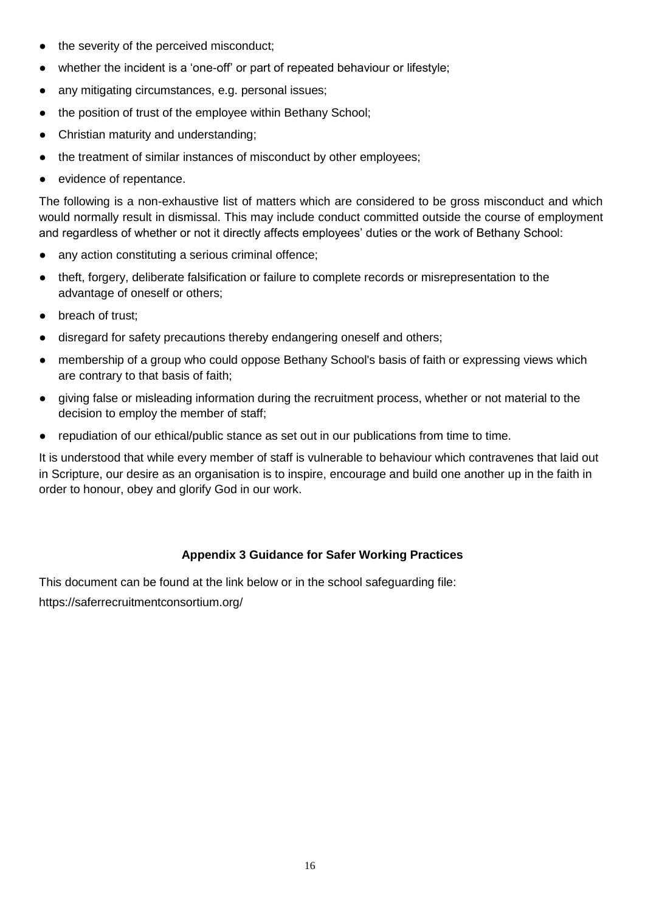- the severity of the perceived misconduct;
- whether the incident is a 'one-off' or part of repeated behaviour or lifestyle;
- any mitigating circumstances, e.g. personal issues;
- the position of trust of the employee within Bethany School;
- Christian maturity and understanding;
- the treatment of similar instances of misconduct by other employees;
- evidence of repentance.

The following is a non-exhaustive list of matters which are considered to be gross misconduct and which would normally result in dismissal. This may include conduct committed outside the course of employment and regardless of whether or not it directly affects employees' duties or the work of Bethany School:

- any action constituting a serious criminal offence;
- theft, forgery, deliberate falsification or failure to complete records or misrepresentation to the advantage of oneself or others;
- breach of trust;
- disregard for safety precautions thereby endangering oneself and others;
- membership of a group who could oppose Bethany School's basis of faith or expressing views which are contrary to that basis of faith;
- giving false or misleading information during the recruitment process, whether or not material to the decision to employ the member of staff;
- repudiation of our ethical/public stance as set out in our publications from time to time.

It is understood that while every member of staff is vulnerable to behaviour which contravenes that laid out in Scripture, our desire as an organisation is to inspire, encourage and build one another up in the faith in order to honour, obey and glorify God in our work.

## Appendix 3 Guidance for Safer Working Practices

This document can be found at the link below or in the school safeguarding file:

https://saferrecruitmentconsortium.org/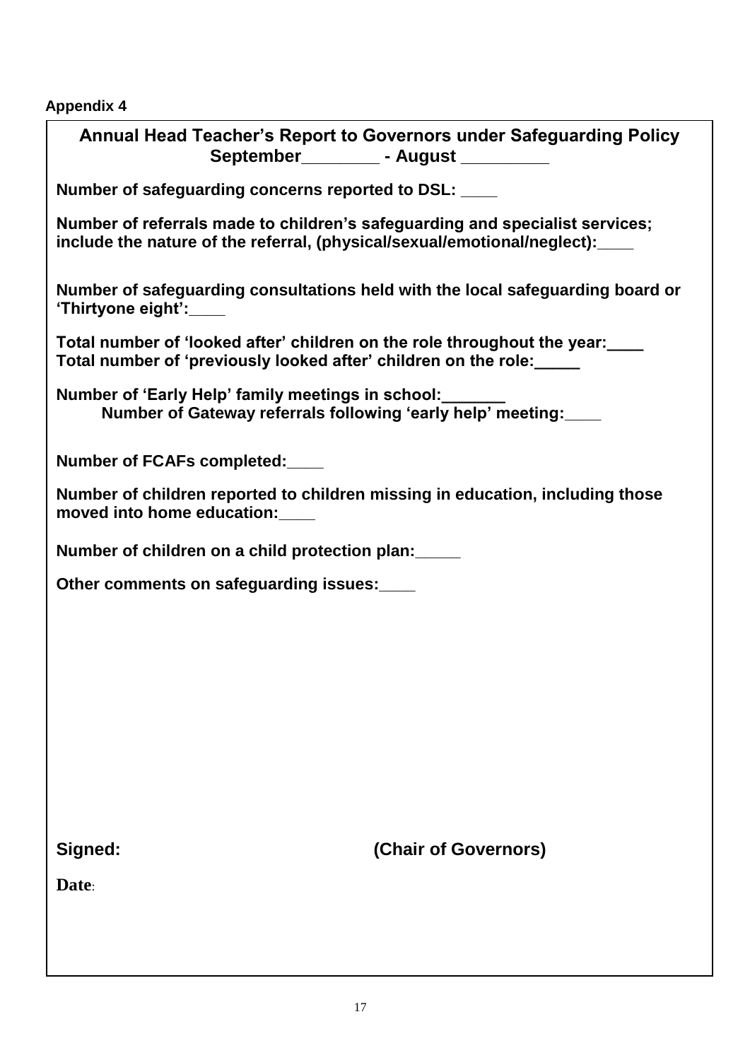**Appendix 4**

## Annual Head Teacher's Report to Governors under Safeguarding Policy September________ - August _________

**Number of safeguarding concerns reported to DSL: ____**

**Number of referrals made to children's safeguarding and specialist services; include the nature of the referral, (physical/sexual/emotional/neglect):____**

**Number of safeguarding consultations held with the local safeguarding board or 'Thirtyone eight':____**

**Total number of 'looked after' children on the role throughout the year:____**
**Total number of 'previously looked after' children on the role:_____**

**Number of 'Early Help' family meetings in school:_______**
**Number of Gateway referrals following 'early help' meeting:____**

**Number of FCAFs completed:____**

**Number of children reported to children missing in education, including those moved into home education:____**

**Number of children on a child protection plan:_____**

**Other comments on safeguarding issues:____**

**Signed: (Chair of Governors)**

**Date**: